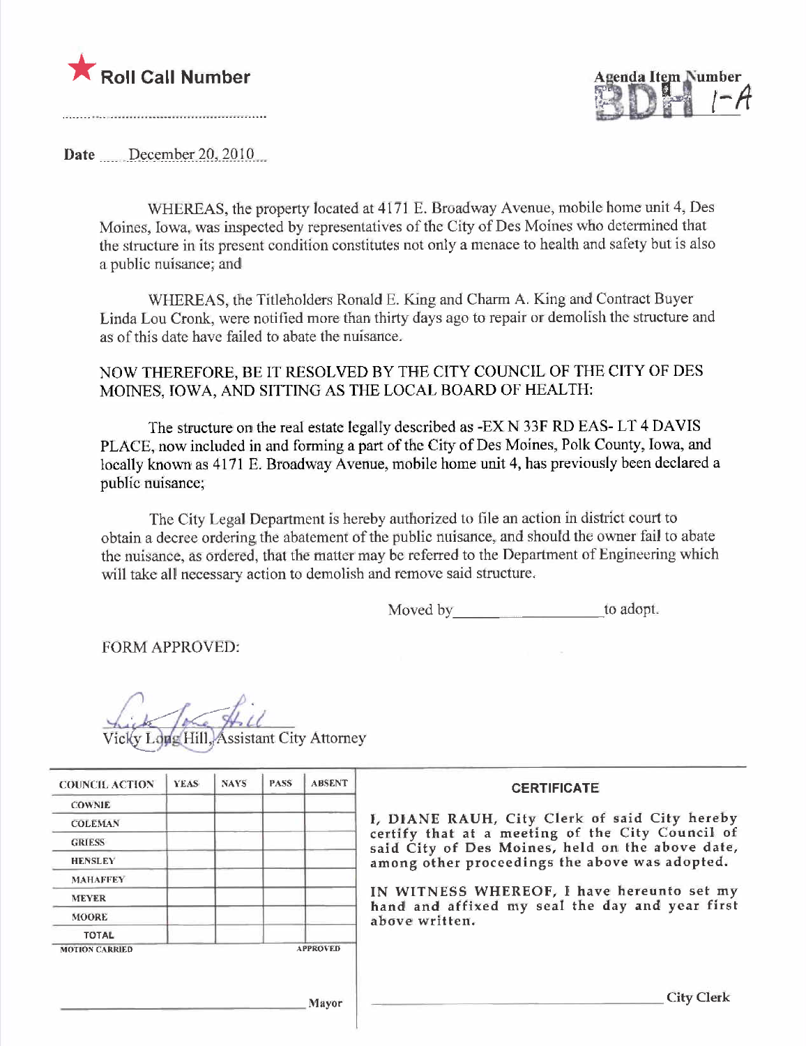★ **Roll Call Number**

..........................................................

**Agenda Item Number**
**BDH 1-A**

**Date** December 20, 2010

WHEREAS, the property located at 4171 E. Broadway Avenue, mobile home unit 4, Des Moines, Iowa, was inspected by representatives of the City of Des Moines who determined that the structure in its present condition constitutes not only a menace to health and safety but is also a public nuisance; and

WHEREAS, the Titleholders Ronald E. King and Charm A. King and Contract Buyer Linda Lou Cronk, were notified more than thirty days ago to repair or demolish the structure and as of this date have failed to abate the nuisance.

NOW THEREFORE, BE IT RESOLVED BY THE CITY COUNCIL OF THE CITY OF DES MOINES, IOWA, AND SITTING AS THE LOCAL BOARD OF HEALTH:

The structure on the real estate legally described as -EX N 33F RD EAS- LT 4 DAVIS PLACE, now included in and forming a part of the City of Des Moines, Polk County, Iowa, and locally known as 4171 E. Broadway Avenue, mobile home unit 4, has previously been declared a public nuisance;

The City Legal Department is hereby authorized to file an action in district court to obtain a decree ordering the abatement of the public nuisance, and should the owner fail to abate the nuisance, as ordered, that the matter may be referred to the Department of Engineering which will take all necessary action to demolish and remove said structure.

Moved by____________________to adopt.

FORM APPROVED:

Vicky Long Hill, Assistant City Attorney

| COUNCIL ACTION | YEAS | NAYS | PASS | ABSENT |
|---|---|---|---|---|
| COWNIE | | | | |
| COLEMAN | | | | |
| GRIESS | | | | |
| HENSLEY | | | | |
| MAHAFFEY | | | | |
| MEYER | | | | |
| MOORE | | | | |
| TOTAL | | | | |
| MOTION CARRIED | | | | APPROVED |

____________________________ Mayor

**CERTIFICATE**

I, DIANE RAUH, City Clerk of said City hereby certify that at a meeting of the City Council of said City of Des Moines, held on the above date, among other proceedings the above was adopted.

IN WITNESS WHEREOF, I have hereunto set my hand and affixed my seal the day and year first above written.

____________________________ City Clerk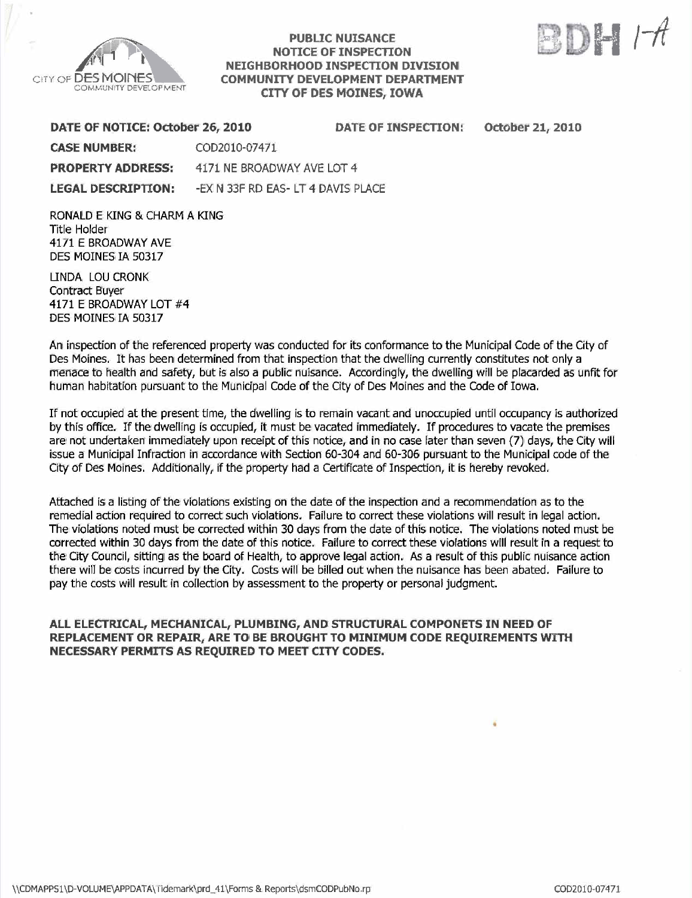BDH 1-A

**PUBLIC NUISANCE**
**NOTICE OF INSPECTION**
**NEIGHBORHOOD INSPECTION DIVISION**
**COMMUNITY DEVELOPMENT DEPARTMENT**
**CITY OF DES MOINES, IOWA**

**DATE OF NOTICE: October 26, 2010** **DATE OF INSPECTION: October 21, 2010**

**CASE NUMBER:** COD2010-07471

**PROPERTY ADDRESS:** 4171 NE BROADWAY AVE LOT 4

**LEGAL DESCRIPTION:** -EX N 33F RD EAS- LT 4 DAVIS PLACE

RONALD E KING & CHARM A KING
Title Holder
4171 E BROADWAY AVE
DES MOINES IA 50317

LINDA LOU CRONK
Contract Buyer
4171 E BROADWAY LOT #4
DES MOINES IA 50317

An inspection of the referenced property was conducted for its conformance to the Municipal Code of the City of Des Moines. It has been determined from that inspection that the dwelling currently constitutes not only a menace to health and safety, but is also a public nuisance. Accordingly, the dwelling will be placarded as unfit for human habitation pursuant to the Municipal Code of the City of Des Moines and the Code of Iowa.

If not occupied at the present time, the dwelling is to remain vacant and unoccupied until occupancy is authorized by this office. If the dwelling is occupied, it must be vacated immediately. If procedures to vacate the premises are not undertaken immediately upon receipt of this notice, and in no case later than seven (7) days, the City will issue a Municipal Infraction in accordance with Section 60-304 and 60-306 pursuant to the Municipal code of the City of Des Moines. Additionally, if the property had a Certificate of Inspection, it is hereby revoked.

Attached is a listing of the violations existing on the date of the inspection and a recommendation as to the remedial action required to correct such violations. Failure to correct these violations will result in legal action. The violations noted must be corrected within 30 days from the date of this notice. The violations noted must be corrected within 30 days from the date of this notice. Failure to correct these violations will result in a request to the City Council, sitting as the board of Health, to approve legal action. As a result of this public nuisance action there will be costs incurred by the City. Costs will be billed out when the nuisance has been abated. Failure to pay the costs will result in collection by assessment to the property or personal judgment.

**ALL ELECTRICAL, MECHANICAL, PLUMBING, AND STRUCTURAL COMPONETS IN NEED OF REPLACEMENT OR REPAIR, ARE TO BE BROUGHT TO MINIMUM CODE REQUIREMENTS WITH NECESSARY PERMITS AS REQUIRED TO MEET CITY CODES.**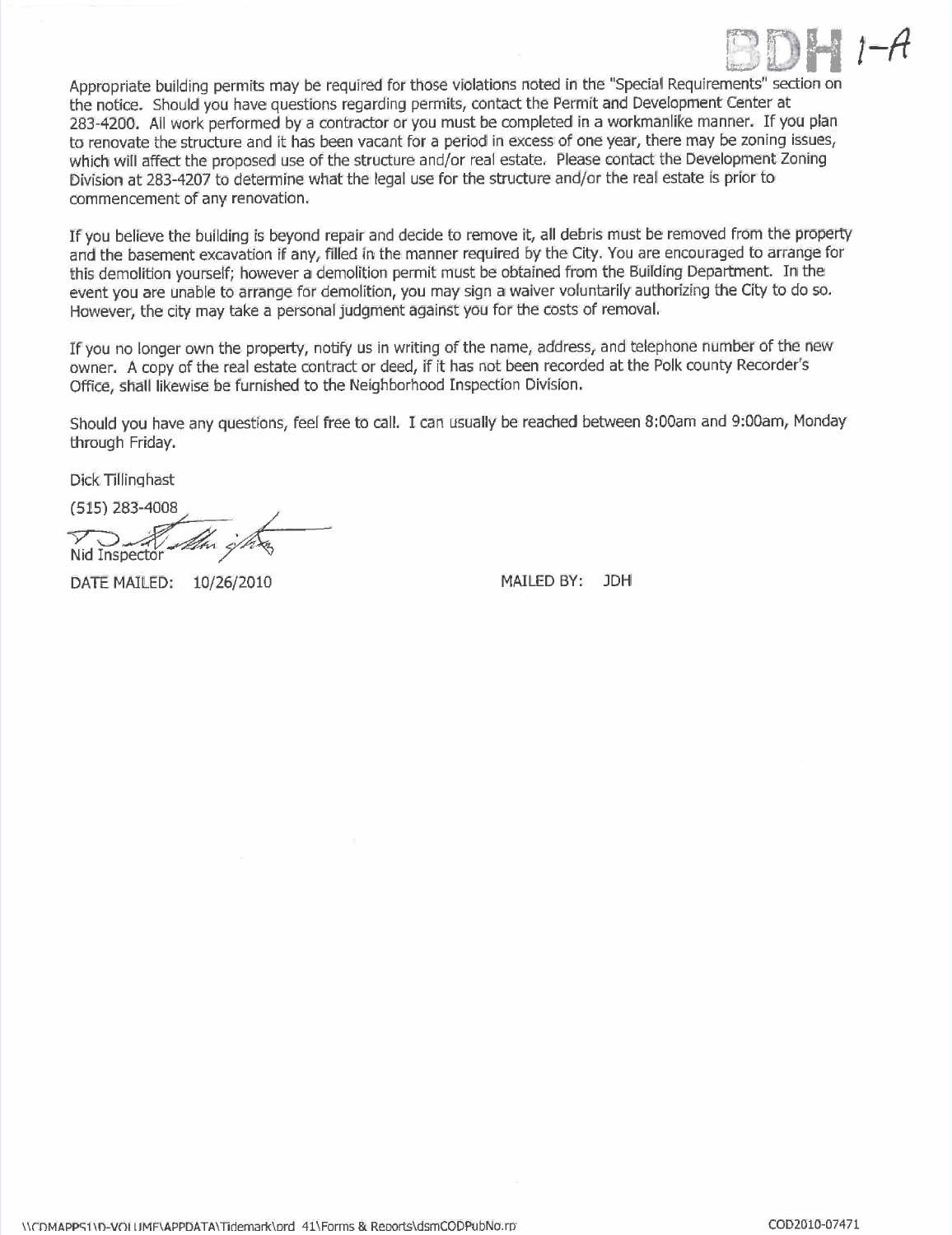BDH 1-A

Appropriate building permits may be required for those violations noted in the "Special Requirements" section on the notice. Should you have questions regarding permits, contact the Permit and Development Center at 283-4200. All work performed by a contractor or you must be completed in a workmanlike manner. If you plan to renovate the structure and it has been vacant for a period in excess of one year, there may be zoning issues, which will affect the proposed use of the structure and/or real estate. Please contact the Development Zoning Division at 283-4207 to determine what the legal use for the structure and/or the real estate is prior to commencement of any renovation.

If you believe the building is beyond repair and decide to remove it, all debris must be removed from the property and the basement excavation if any, filled in the manner required by the City. You are encouraged to arrange for this demolition yourself; however a demolition permit must be obtained from the Building Department. In the event you are unable to arrange for demolition, you may sign a waiver voluntarily authorizing the City to do so. However, the city may take a personal judgment against you for the costs of removal.

If you no longer own the property, notify us in writing of the name, address, and telephone number of the new owner. A copy of the real estate contract or deed, if it has not been recorded at the Polk county Recorder's Office, shall likewise be furnished to the Neighborhood Inspection Division.

Should you have any questions, feel free to call. I can usually be reached between 8:00am and 9:00am, Monday through Friday.

Dick Tillinghast

(515) 283-4008

Nid Inspector

DATE MAILED: 10/26/2010 MAILED BY: JDH

\\CDMAPPS1\D-VOLUME\APPDATA\Tidemark\prd_41\Forms & Reports\dsmCODPubNo.rpt COD2010-07471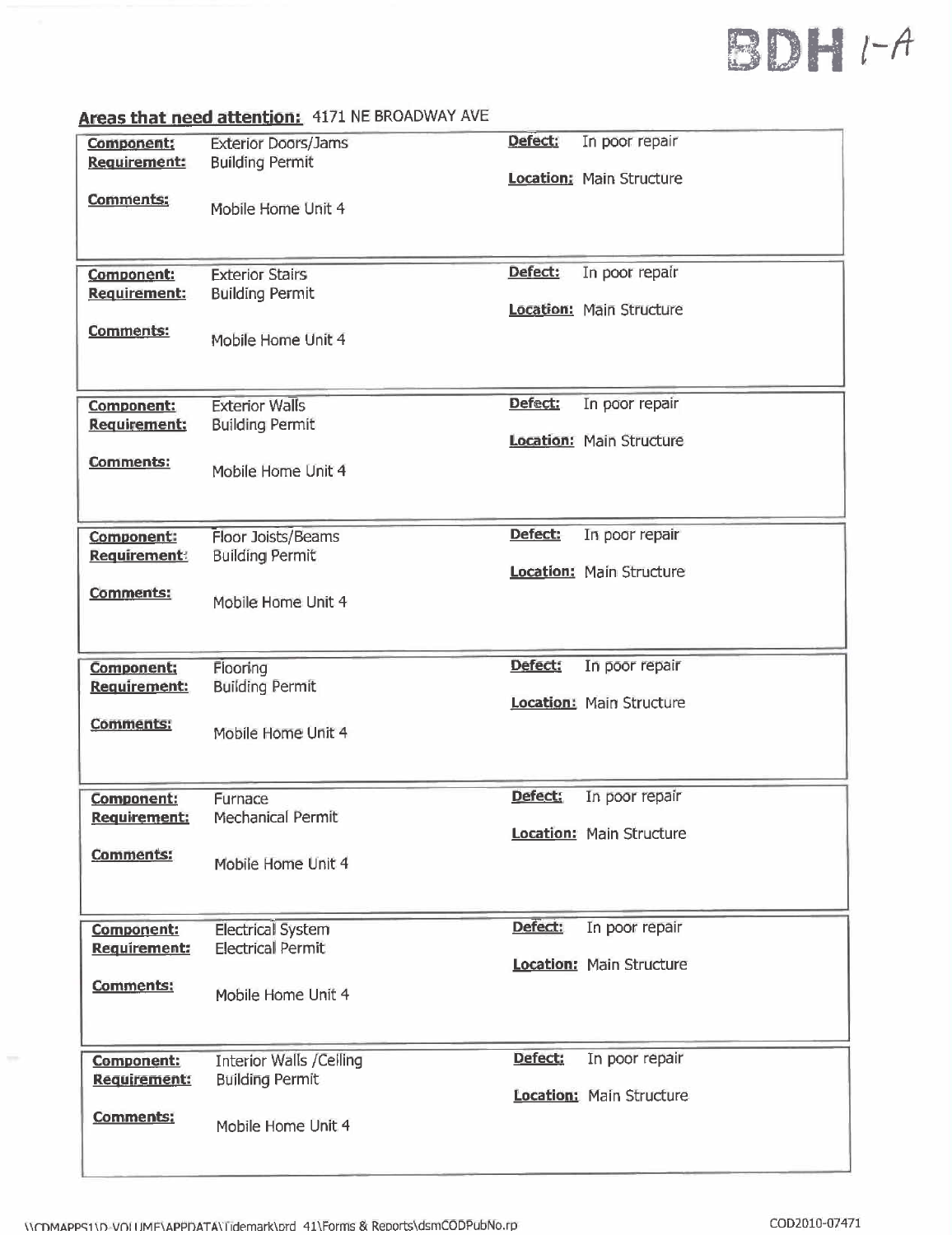BDH 1-A

**Areas that need attention:** 4171 NE BROADWAY AVE

| Component | Requirement | Comments | Defect | Location |
|---|---|---|---|---|
| Exterior Doors/Jams | Building Permit | Mobile Home Unit 4 | In poor repair | Main Structure |
| Exterior Stairs | Building Permit | Mobile Home Unit 4 | In poor repair | Main Structure |
| Exterior Walls | Building Permit | Mobile Home Unit 4 | In poor repair | Main Structure |
| Floor Joists/Beams | Building Permit | Mobile Home Unit 4 | In poor repair | Main Structure |
| Flooring | Building Permit | Mobile Home Unit 4 | In poor repair | Main Structure |
| Furnace | Mechanical Permit | Mobile Home Unit 4 | In poor repair | Main Structure |
| Electrical System | Electrical Permit | Mobile Home Unit 4 | In poor repair | Main Structure |
| Interior Walls /Ceiling | Building Permit | Mobile Home Unit 4 | In poor repair | Main Structure |

\\CDMAPPS1\D-VOLUME\APPDATA\Tidemark\prd_41\Forms & Reports\dsmCODPubNo.rp

COD2010-07471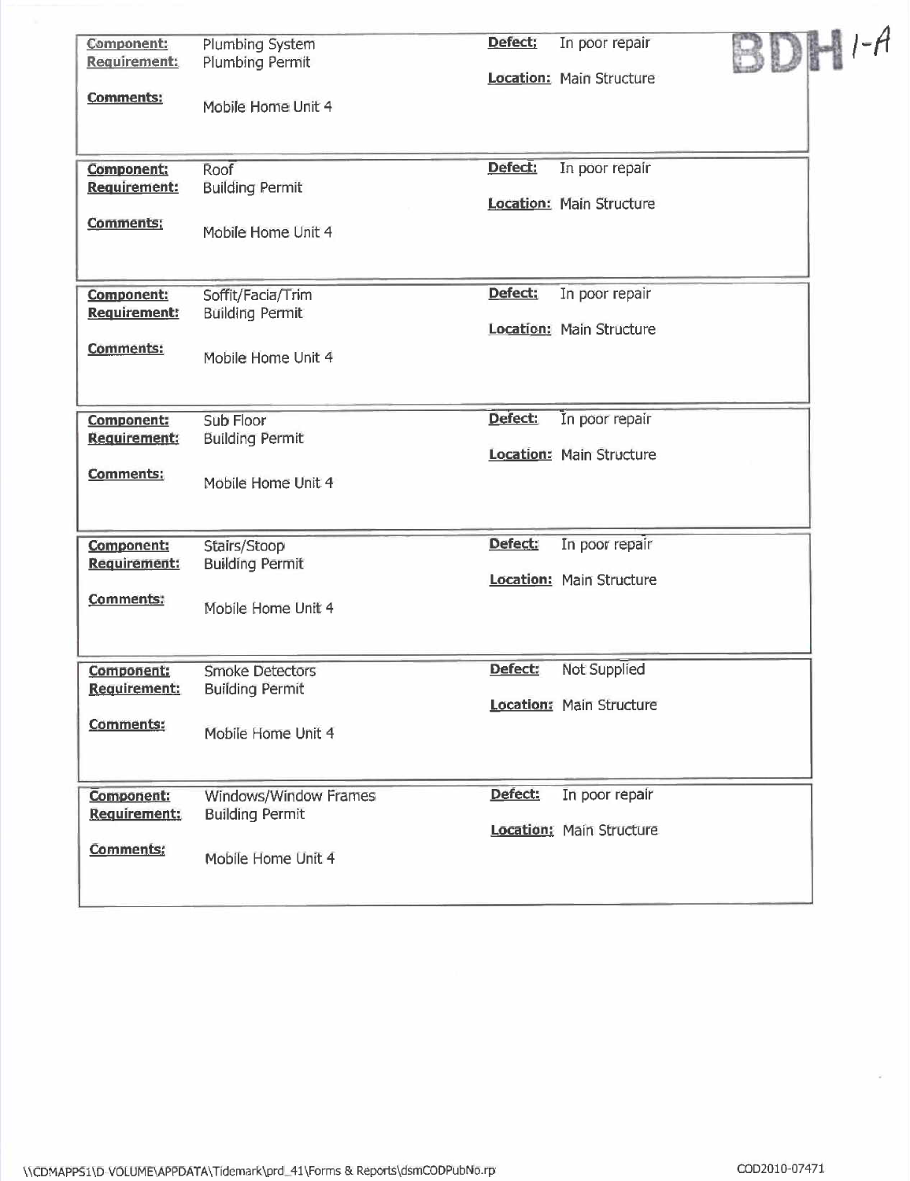BDH 1-A

| Component: | Plumbing System | Defect: | In poor repair |
|---|---|---|---|
| Requirement: | Plumbing Permit | Location: | Main Structure |
| Comments: | Mobile Home Unit 4 | | |

| Component: | Roof | Defect: | In poor repair |
|---|---|---|---|
| Requirement: | Building Permit | Location: | Main Structure |
| Comments: | Mobile Home Unit 4 | | |

| Component: | Soffit/Facia/Trim | Defect: | In poor repair |
|---|---|---|---|
| Requirement: | Building Permit | Location: | Main Structure |
| Comments: | Mobile Home Unit 4 | | |

| Component: | Sub Floor | Defect: | In poor repair |
|---|---|---|---|
| Requirement: | Building Permit | Location: | Main Structure |
| Comments: | Mobile Home Unit 4 | | |

| Component: | Stairs/Stoop | Defect: | In poor repair |
|---|---|---|---|
| Requirement: | Building Permit | Location: | Main Structure |
| Comments: | Mobile Home Unit 4 | | |

| Component: | Smoke Detectors | Defect: | Not Supplied |
|---|---|---|---|
| Requirement: | Building Permit | Location: | Main Structure |
| Comments: | Mobile Home Unit 4 | | |

| Component: | Windows/Window Frames | Defect: | In poor repair |
|---|---|---|---|
| Requirement: | Building Permit | Location: | Main Structure |
| Comments: | Mobile Home Unit 4 | | |

\\CDMAPPS1\D VOLUME\APPDATA\Tidemark\prd_41\Forms & Reports\dsmCODPubNo.rp

COD2010-07471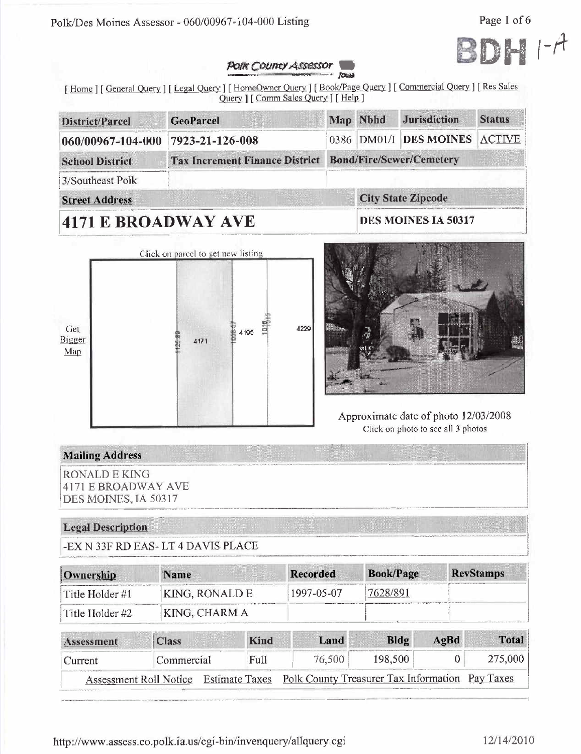BDH 1-A

*Polk County Assessor* Iowa

[ Home ] [ General Query ] [ Legal Query ] [ HomeOwner Query ] [ Book/Page Query ] [ Commercial Query ] [ Res Sales Query ] [ Comm Sales Query ] [ Help ]

| District/Parcel | GeoParcel | Map | Nbhd | Jurisdiction | Status |
|---|---|---|---|---|---|
| 060/00967-104-000 | 7923-21-126-008 | 0386 | DM01/I | DES MOINES | ACTIVE |

| School District | Tax Increment Finance District | Bond/Fire/Sewer/Cemetery |
|---|---|---|
| 3/Southeast Polk | | |

| Street Address | City State Zipcode |
|---|---|
| **4171 E BROADWAY AVE** | DES MOINES IA 50317 |

Click on parcel to get new listing

Get Bigger Map

Approximate date of photo 12/03/2008
Click on photo to see all 3 photos

## Mailing Address

RONALD E KING
4171 E BROADWAY AVE
DES MOINES, IA 50317

## Legal Description

-EX N 33F RD EAS- LT 4 DAVIS PLACE

| Ownership | Name | Recorded | Book/Page | RevStamps |
|---|---|---|---|---|
| Title Holder #1 | KING, RONALD E | 1997-05-07 | 7628/891 | |
| Title Holder #2 | KING, CHARM A | | | |

| Assessment | Class | Kind | Land | Bldg | AgBd | Total |
|---|---|---|---|---|---|---|
| Current | Commercial | Full | 76,500 | 198,500 | 0 | 275,000 |

Assessment Roll Notice Estimate Taxes Polk County Treasurer Tax Information Pay Taxes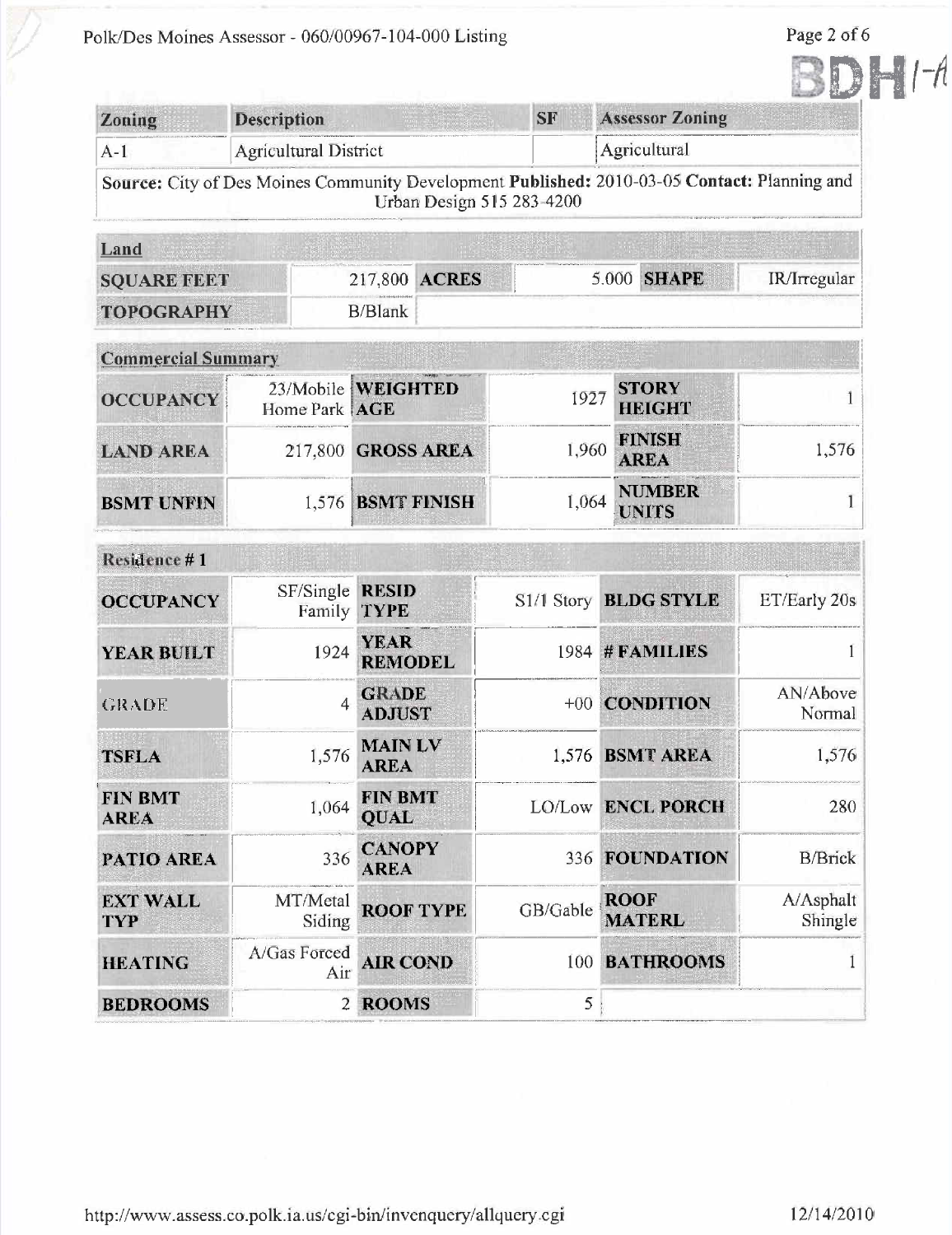BDH 1-A

| Zoning | Description | SF | Assessor Zoning |
|---|---|---|---|
| A-1 | Agricultural District | | Agricultural |
| **Source:** City of Des Moines Community Development **Published:** 2010-03-05 **Contact:** Planning and Urban Design 515 283-4200 | | | |

| Land | | | | | |
|---|---|---|---|---|---|
| **SQUARE FEET** | 217,800 | **ACRES** | 5.000 | **SHAPE** | IR/Irregular |
| **TOPOGRAPHY** | B/Blank | | | | |

| Commercial Summary | | | | | |
|---|---|---|---|---|---|
| **OCCUPANCY** | 23/Mobile Home Park | **WEIGHTED AGE** | 1927 | **STORY HEIGHT** | 1 |
| **LAND AREA** | 217,800 | **GROSS AREA** | 1,960 | **FINISH AREA** | 1,576 |
| **BSMT UNFIN** | 1,576 | **BSMT FINISH** | 1,064 | **NUMBER UNITS** | 1 |

| Residence # 1 | | | | | |
|---|---|---|---|---|---|
| **OCCUPANCY** | SF/Single Family | **RESID TYPE** | S1/1 Story | **BLDG STYLE** | ET/Early 20s |
| **YEAR BUILT** | 1924 | **YEAR REMODEL** | 1984 | **# FAMILIES** | 1 |
| **GRADE** | 4 | **GRADE ADJUST** | +00 | **CONDITION** | AN/Above Normal |
| **TSFLA** | 1,576 | **MAIN LV AREA** | 1,576 | **BSMT AREA** | 1,576 |
| **FIN BMT AREA** | 1,064 | **FIN BMT QUAL** | LO/Low | **ENCL PORCH** | 280 |
| **PATIO AREA** | 336 | **CANOPY AREA** | 336 | **FOUNDATION** | B/Brick |
| **EXT WALL TYP** | MT/Metal Siding | **ROOF TYPE** | GB/Gable | **ROOF MATERL** | A/Asphalt Shingle |
| **HEATING** | A/Gas Forced Air | **AIR COND** | 100 | **BATHROOMS** | 1 |
| **BEDROOMS** | 2 | **ROOMS** | 5 | | |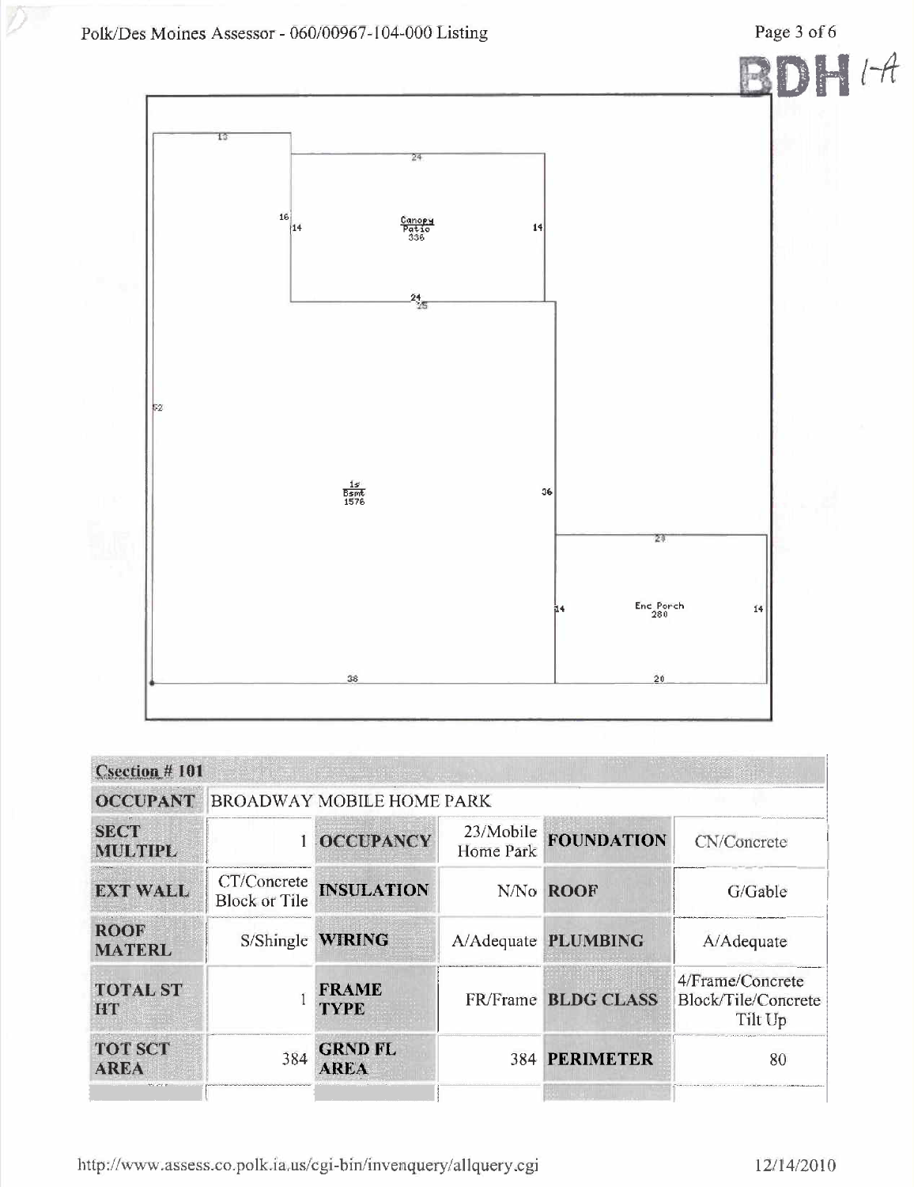BDH 1-A

13

24

16

14

Canopy Patio 336

14

24

25

52

1s Bsmt 1576

36

20

14

Enc Porch 280

14

38

20

| Csection # 101 | | | | | |
|---|---|---|---|---|---|
| **OCCUPANT** | BROADWAY MOBILE HOME PARK | | | | |
| **SECT MULTIPL** | 1 | **OCCUPANCY** | 23/Mobile Home Park | **FOUNDATION** | CN/Concrete |
| **EXT WALL** | CT/Concrete Block or Tile | **INSULATION** | N/No | **ROOF** | G/Gable |
| **ROOF MATERL** | S/Shingle | **WIRING** | A/Adequate | **PLUMBING** | A/Adequate |
| **TOTAL ST HT** | 1 | **FRAME TYPE** | FR/Frame | **BLDG CLASS** | 4/Frame/Concrete Block/Tile/Concrete Tilt Up |
| **TOT SCT AREA** | 384 | **GRND FL AREA** | 384 | **PERIMETER** | 80 |